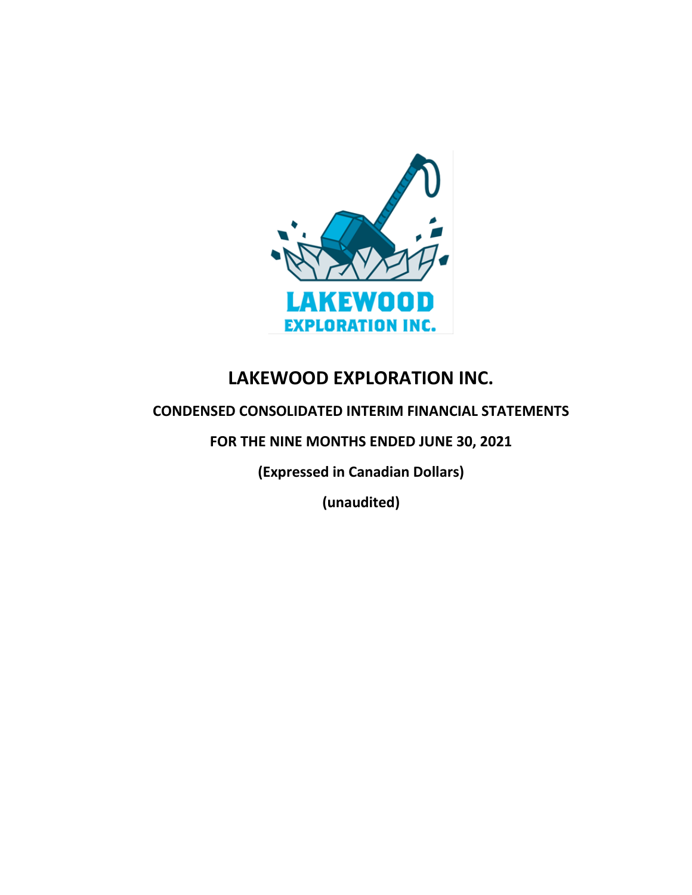# LAKEWOOD EXPLORATION INC.

**CONDENSED CONSOLIDATED INTERIM FINANCIAL STATEMENTS**

**FOR THE NINE MONTHS ENDED JUNE 30, 2021**

**(Expressed in Canadian Dollars)**

**(unaudited)**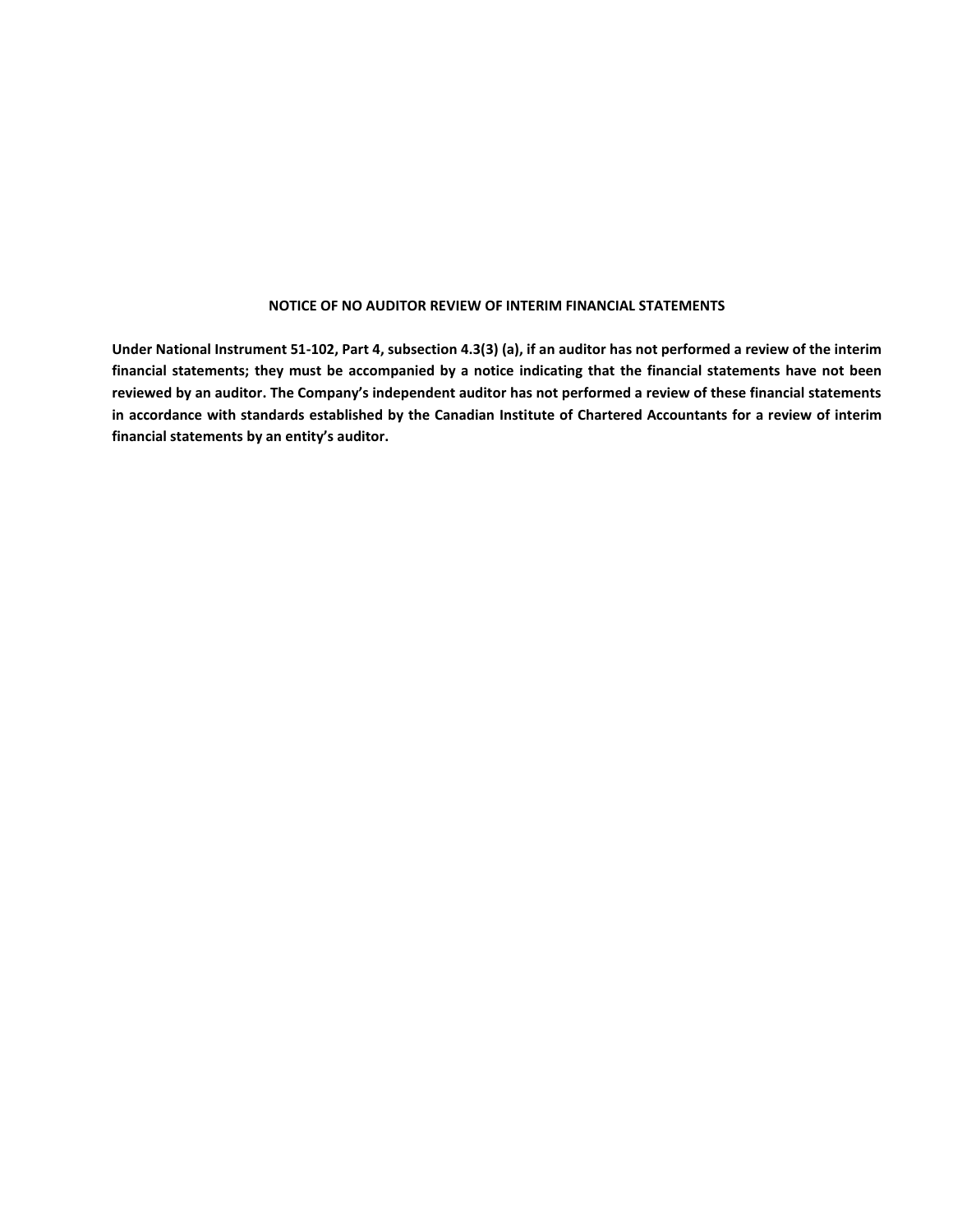**NOTICE OF NO AUDITOR REVIEW OF INTERIM FINANCIAL STATEMENTS**

**Under National Instrument 51-102, Part 4, subsection 4.3(3) (a), if an auditor has not performed a review of the interim financial statements; they must be accompanied by a notice indicating that the financial statements have not been reviewed by an auditor. The Company's independent auditor has not performed a review of these financial statements in accordance with standards established by the Canadian Institute of Chartered Accountants for a review of interim financial statements by an entity's auditor.**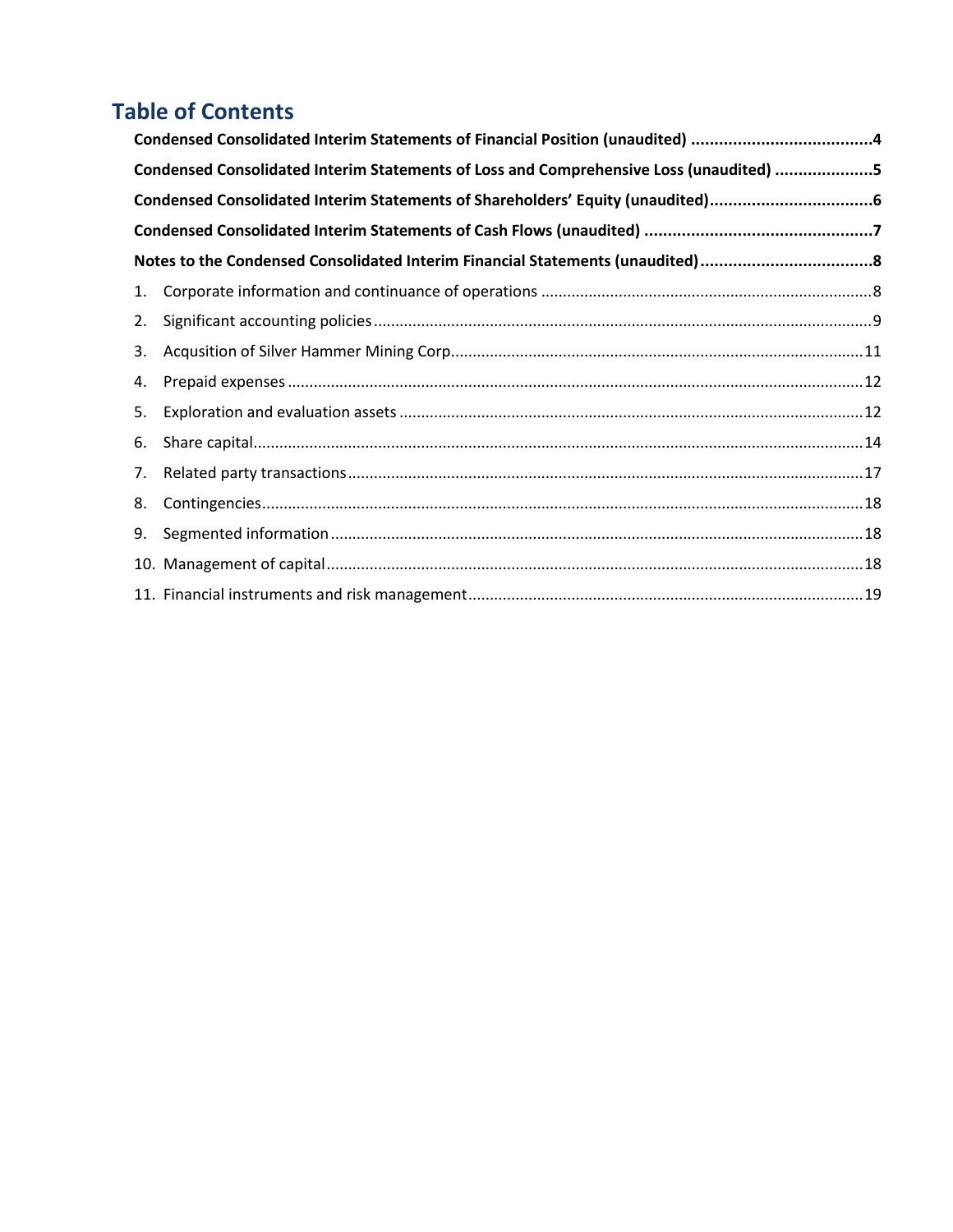## Table of Contents

**Condensed Consolidated Interim Statements of Financial Position (unaudited) .......................................4**

**Condensed Consolidated Interim Statements of Loss and Comprehensive Loss (unaudited) .....................5**

**Condensed Consolidated Interim Statements of Shareholders' Equity (unaudited)...................................6**

**Condensed Consolidated Interim Statements of Cash Flows (unaudited) .................................................7**

**Notes to the Condensed Consolidated Interim Financial Statements (unaudited).....................................8**

1. Corporate information and continuance of operations ............................................................................8
2. Significant accounting policies ..................................................................................................................9
3. Acqusition of Silver Hammer Mining Corp...............................................................................................11
4. Prepaid expenses ....................................................................................................................................12
5. Exploration and evaluation assets ...........................................................................................................12
6. Share capital.............................................................................................................................................14
7. Related party transactions.......................................................................................................................17
8. Contingencies...........................................................................................................................................18
9. Segmented information ...........................................................................................................................18
10. Management of capital...........................................................................................................................18
11. Financial instruments and risk management...........................................................................................19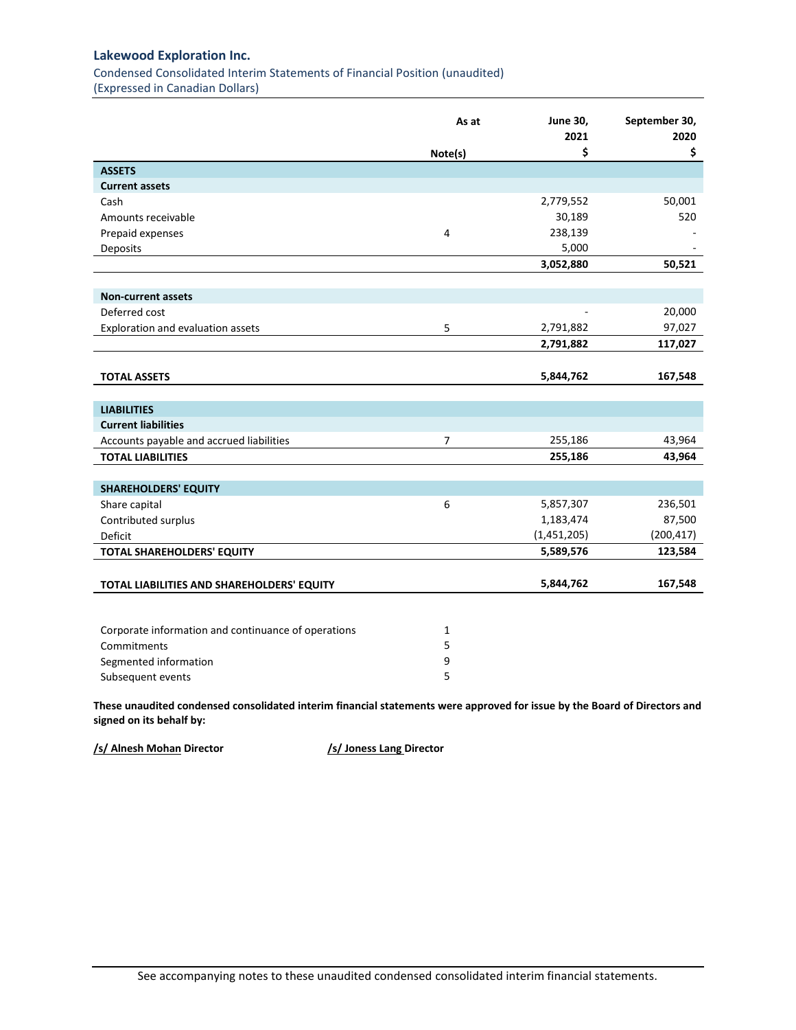# Lakewood Exploration Inc.

Condensed Consolidated Interim Statements of Financial Position (unaudited)
(Expressed in Canadian Dollars)

| As at | Note(s) | June 30, 2021 $ | September 30, 2020 $ |
|---|---|---|---|
| **ASSETS** | | | |
| **Current assets** | | | |
| Cash | | 2,779,552 | 50,001 |
| Amounts receivable | | 30,189 | 520 |
| Prepaid expenses | 4 | 238,139 | - |
| Deposits | | 5,000 | - |
| | | **3,052,880** | **50,521** |
| **Non-current assets** | | | |
| Deferred cost | | - | 20,000 |
| Exploration and evaluation assets | 5 | 2,791,882 | 97,027 |
| | | **2,791,882** | **117,027** |
| **TOTAL ASSETS** | | **5,844,762** | **167,548** |
| **LIABILITIES** | | | |
| **Current liabilities** | | | |
| Accounts payable and accrued liabilities | 7 | 255,186 | 43,964 |
| **TOTAL LIABILITIES** | | **255,186** | **43,964** |
| **SHAREHOLDERS' EQUITY** | | | |
| Share capital | 6 | 5,857,307 | 236,501 |
| Contributed surplus | | 1,183,474 | 87,500 |
| Deficit | | (1,451,205) | (200,417) |
| **TOTAL SHAREHOLDERS' EQUITY** | | **5,589,576** | **123,584** |
| **TOTAL LIABILITIES AND SHAREHOLDERS' EQUITY** | | **5,844,762** | **167,548** |

| | |
|---|---|
| Corporate information and continuance of operations | 1 |
| Commitments | 5 |
| Segmented information | 9 |
| Subsequent events | 5 |

**These unaudited condensed consolidated interim financial statements were approved for issue by the Board of Directors and signed on its behalf by:**

**/s/ Alnesh Mohan Director** **/s/ Joness Lang Director**

See accompanying notes to these unaudited condensed consolidated interim financial statements.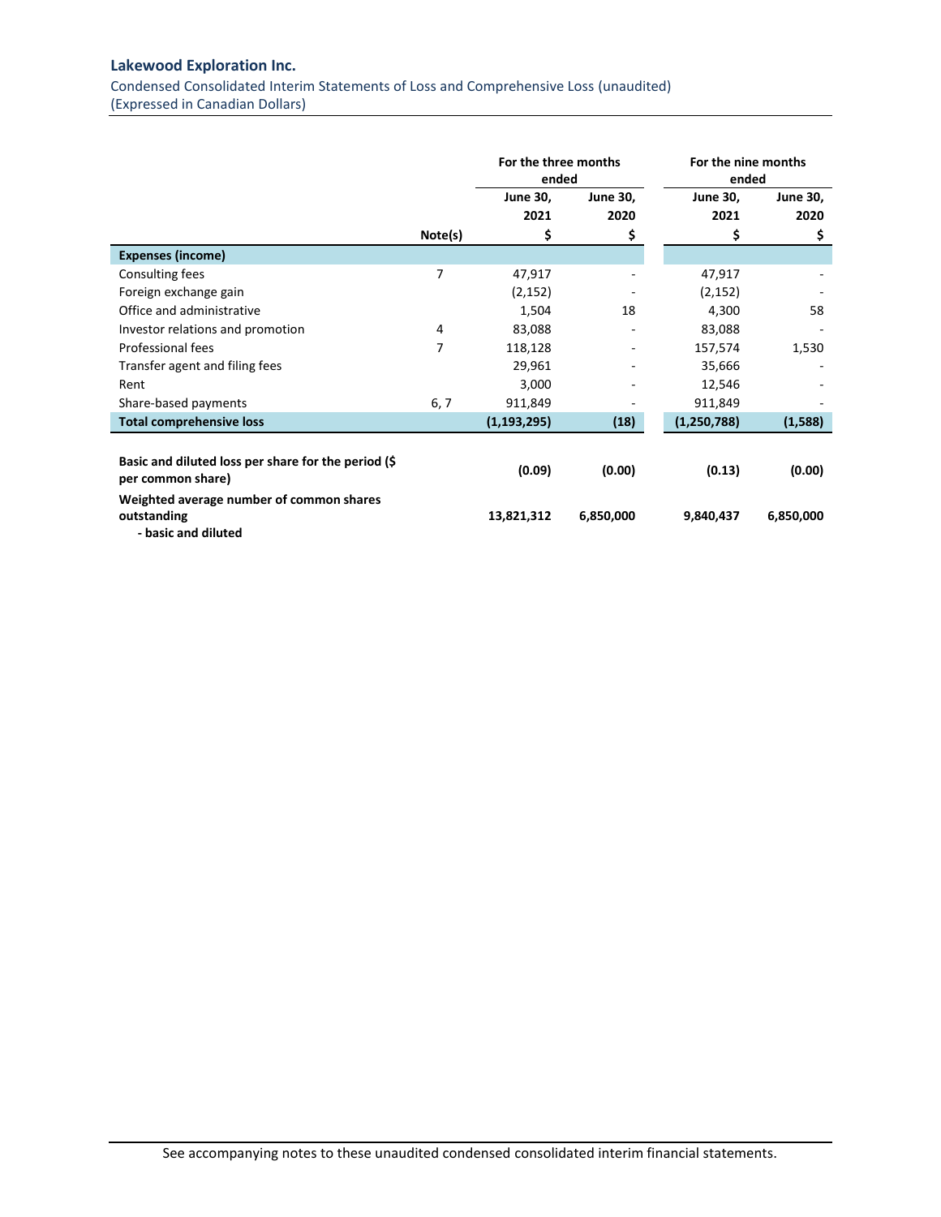**Lakewood Exploration Inc.**

Condensed Consolidated Interim Statements of Loss and Comprehensive Loss (unaudited)
(Expressed in Canadian Dollars)

| | | For the three months ended | | For the nine months ended | |
|---|---|---|---|---|---|
| | | June 30, 2021 | June 30, 2020 | June 30, 2021 | June 30, 2020 |
| | Note(s) | $ | $ | $ | $ |
| **Expenses (income)** | | | | | |
| Consulting fees | 7 | 47,917 | - | 47,917 | - |
| Foreign exchange gain | | (2,152) | - | (2,152) | - |
| Office and administrative | | 1,504 | 18 | 4,300 | 58 |
| Investor relations and promotion | 4 | 83,088 | - | 83,088 | - |
| Professional fees | 7 | 118,128 | - | 157,574 | 1,530 |
| Transfer agent and filing fees | | 29,961 | - | 35,666 | - |
| Rent | | 3,000 | - | 12,546 | - |
| Share-based payments | 6, 7 | 911,849 | - | 911,849 | - |
| **Total comprehensive loss** | | **(1,193,295)** | **(18)** | **(1,250,788)** | **(1,588)** |
| **Basic and diluted loss per share for the period ($ per common share)** | | **(0.09)** | **(0.00)** | **(0.13)** | **(0.00)** |
| **Weighted average number of common shares outstanding - basic and diluted** | | **13,821,312** | **6,850,000** | **9,840,437** | **6,850,000** |

See accompanying notes to these unaudited condensed consolidated interim financial statements.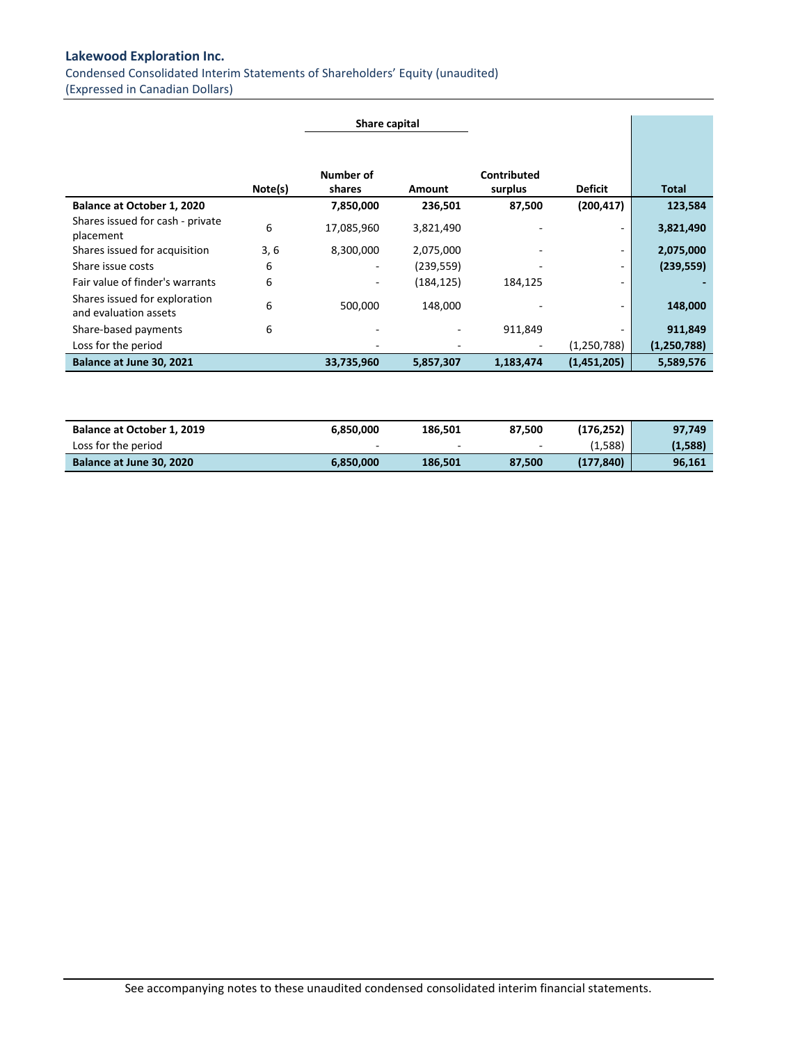## Lakewood Exploration Inc.

Condensed Consolidated Interim Statements of Shareholders' Equity (unaudited)
(Expressed in Canadian Dollars)

| | | Share capital | | | | |
|---|---|---|---|---|---|---|
| | Note(s) | Number of shares | Amount | Contributed surplus | Deficit | Total |
| **Balance at October 1, 2020** | | **7,850,000** | **236,501** | **87,500** | **(200,417)** | **123,584** |
| Shares issued for cash - private placement | 6 | 17,085,960 | 3,821,490 | - | - | **3,821,490** |
| Shares issued for acquisition | 3, 6 | 8,300,000 | 2,075,000 | - | - | **2,075,000** |
| Share issue costs | 6 | - | (239,559) | - | - | **(239,559)** |
| Fair value of finder's warrants | 6 | - | (184,125) | 184,125 | - | **-** |
| Shares issued for exploration and evaluation assets | 6 | 500,000 | 148,000 | - | - | **148,000** |
| Share-based payments | 6 | - | - | 911,849 | - | **911,849** |
| Loss for the period | | - | - | - | (1,250,788) | **(1,250,788)** |
| **Balance at June 30, 2021** | | **33,735,960** | **5,857,307** | **1,183,474** | **(1,451,205)** | **5,589,576** |

| | | Number of shares | Amount | Contributed surplus | Deficit | Total |
|---|---|---|---|---|---|---|
| **Balance at October 1, 2019** | | **6,850,000** | **186,501** | **87,500** | **(176,252)** | **97,749** |
| Loss for the period | | - | - | - | (1,588) | **(1,588)** |
| **Balance at June 30, 2020** | | **6,850,000** | **186,501** | **87,500** | **(177,840)** | **96,161** |

See accompanying notes to these unaudited condensed consolidated interim financial statements.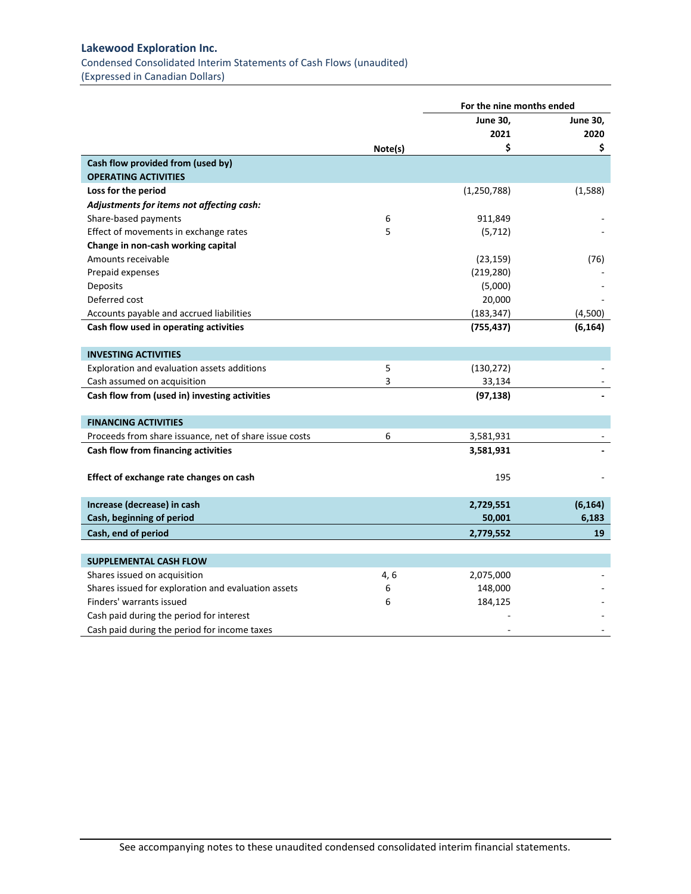# Lakewood Exploration Inc.

Condensed Consolidated Interim Statements of Cash Flows (unaudited)
(Expressed in Canadian Dollars)

| | | For the nine months ended | |
|---|---|---|---|
| | Note(s) | June 30, 2021 $ | June 30, 2020 $ |
| **Cash flow provided from (used by)** | | | |
| **OPERATING ACTIVITIES** | | | |
| **Loss for the period** | | (1,250,788) | (1,588) |
| ***Adjustments for items not affecting cash:*** | | | |
| Share-based payments | 6 | 911,849 | - |
| Effect of movements in exchange rates | 5 | (5,712) | - |
| **Change in non-cash working capital** | | | |
| Amounts receivable | | (23,159) | (76) |
| Prepaid expenses | | (219,280) | - |
| Deposits | | (5,000) | - |
| Deferred cost | | 20,000 | - |
| Accounts payable and accrued liabilities | | (183,347) | (4,500) |
| **Cash flow used in operating activities** | | **(755,437)** | **(6,164)** |
| **INVESTING ACTIVITIES** | | | |
| Exploration and evaluation assets additions | 5 | (130,272) | - |
| Cash assumed on acquisition | 3 | 33,134 | - |
| **Cash flow from (used in) investing activities** | | **(97,138)** | **-** |
| **FINANCING ACTIVITIES** | | | |
| Proceeds from share issuance, net of share issue costs | 6 | 3,581,931 | - |
| **Cash flow from financing activities** | | **3,581,931** | **-** |
| **Effect of exchange rate changes on cash** | | 195 | - |
| **Increase (decrease) in cash** | | **2,729,551** | **(6,164)** |
| **Cash, beginning of period** | | **50,001** | **6,183** |
| **Cash, end of period** | | **2,779,552** | **19** |
| **SUPPLEMENTAL CASH FLOW** | | | |
| Shares issued on acquisition | 4, 6 | 2,075,000 | - |
| Shares issued for exploration and evaluation assets | 6 | 148,000 | - |
| Finders' warrants issued | 6 | 184,125 | - |
| Cash paid during the period for interest | | - | - |
| Cash paid during the period for income taxes | | - | - |

See accompanying notes to these unaudited condensed consolidated interim financial statements.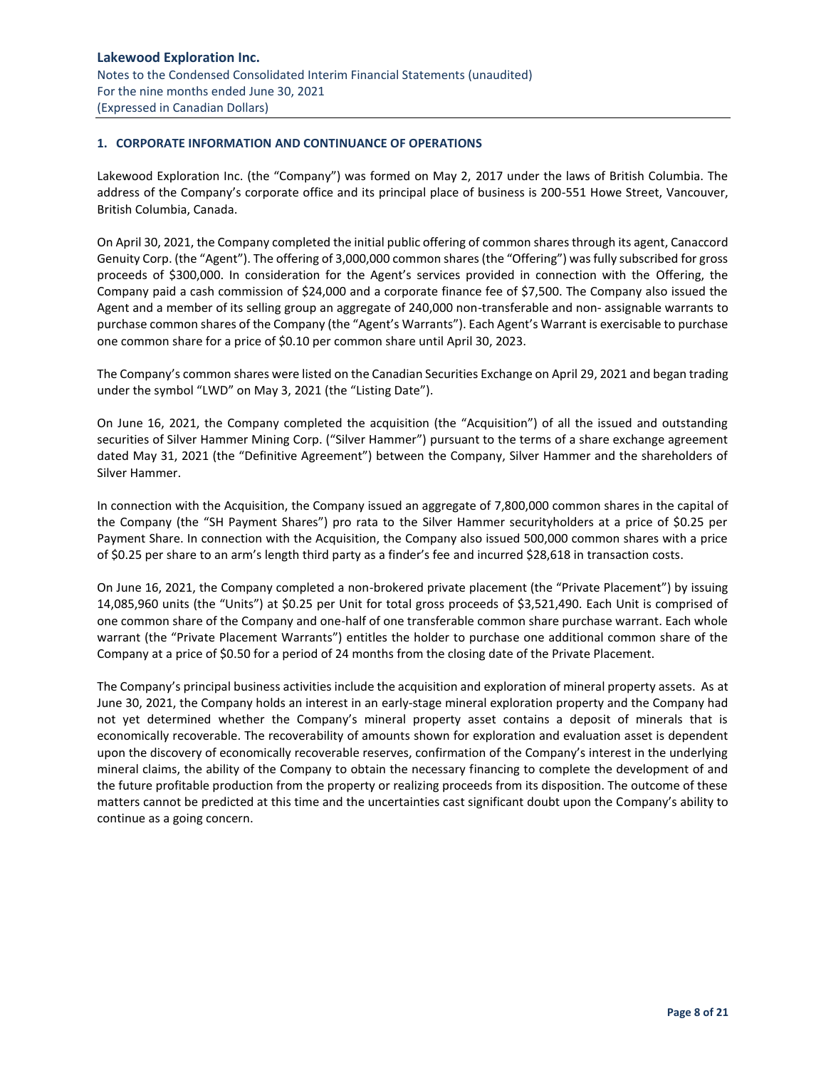## 1. CORPORATE INFORMATION AND CONTINUANCE OF OPERATIONS

Lakewood Exploration Inc. (the "Company") was formed on May 2, 2017 under the laws of British Columbia. The address of the Company's corporate office and its principal place of business is 200-551 Howe Street, Vancouver, British Columbia, Canada.

On April 30, 2021, the Company completed the initial public offering of common shares through its agent, Canaccord Genuity Corp. (the "Agent"). The offering of 3,000,000 common shares (the "Offering") was fully subscribed for gross proceeds of $300,000. In consideration for the Agent's services provided in connection with the Offering, the Company paid a cash commission of $24,000 and a corporate finance fee of $7,500. The Company also issued the Agent and a member of its selling group an aggregate of 240,000 non-transferable and non- assignable warrants to purchase common shares of the Company (the "Agent's Warrants"). Each Agent's Warrant is exercisable to purchase one common share for a price of $0.10 per common share until April 30, 2023.

The Company's common shares were listed on the Canadian Securities Exchange on April 29, 2021 and began trading under the symbol "LWD" on May 3, 2021 (the "Listing Date").

On June 16, 2021, the Company completed the acquisition (the "Acquisition") of all the issued and outstanding securities of Silver Hammer Mining Corp. ("Silver Hammer") pursuant to the terms of a share exchange agreement dated May 31, 2021 (the "Definitive Agreement") between the Company, Silver Hammer and the shareholders of Silver Hammer.

In connection with the Acquisition, the Company issued an aggregate of 7,800,000 common shares in the capital of the Company (the "SH Payment Shares") pro rata to the Silver Hammer securityholders at a price of $0.25 per Payment Share. In connection with the Acquisition, the Company also issued 500,000 common shares with a price of $0.25 per share to an arm's length third party as a finder's fee and incurred $28,618 in transaction costs.

On June 16, 2021, the Company completed a non-brokered private placement (the "Private Placement") by issuing 14,085,960 units (the "Units") at $0.25 per Unit for total gross proceeds of $3,521,490. Each Unit is comprised of one common share of the Company and one-half of one transferable common share purchase warrant. Each whole warrant (the "Private Placement Warrants") entitles the holder to purchase one additional common share of the Company at a price of $0.50 for a period of 24 months from the closing date of the Private Placement.

The Company's principal business activities include the acquisition and exploration of mineral property assets. As at June 30, 2021, the Company holds an interest in an early-stage mineral exploration property and the Company had not yet determined whether the Company's mineral property asset contains a deposit of minerals that is economically recoverable. The recoverability of amounts shown for exploration and evaluation asset is dependent upon the discovery of economically recoverable reserves, confirmation of the Company's interest in the underlying mineral claims, the ability of the Company to obtain the necessary financing to complete the development of and the future profitable production from the property or realizing proceeds from its disposition. The outcome of these matters cannot be predicted at this time and the uncertainties cast significant doubt upon the Company's ability to continue as a going concern.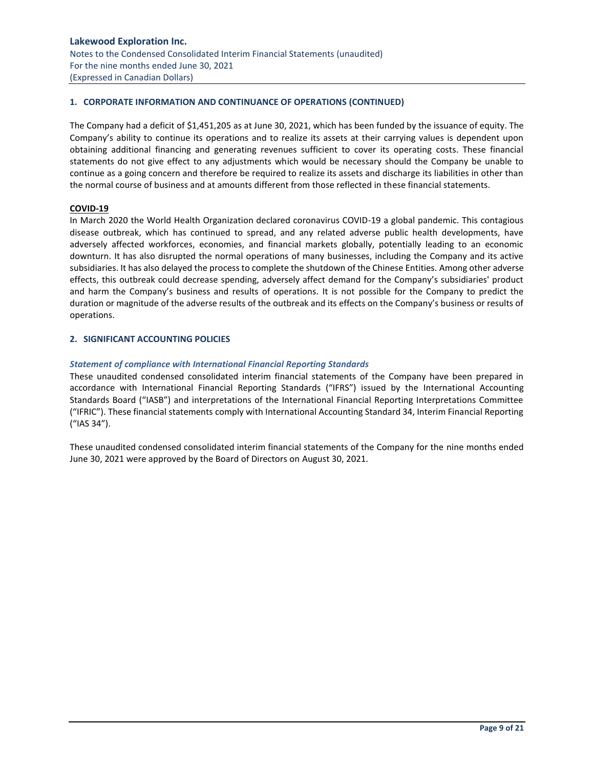## 1. CORPORATE INFORMATION AND CONTINUANCE OF OPERATIONS (CONTINUED)

The Company had a deficit of $1,451,205 as at June 30, 2021, which has been funded by the issuance of equity. The Company's ability to continue its operations and to realize its assets at their carrying values is dependent upon obtaining additional financing and generating revenues sufficient to cover its operating costs. These financial statements do not give effect to any adjustments which would be necessary should the Company be unable to continue as a going concern and therefore be required to realize its assets and discharge its liabilities in other than the normal course of business and at amounts different from those reflected in these financial statements.

### COVID-19

In March 2020 the World Health Organization declared coronavirus COVID-19 a global pandemic. This contagious disease outbreak, which has continued to spread, and any related adverse public health developments, have adversely affected workforces, economies, and financial markets globally, potentially leading to an economic downturn. It has also disrupted the normal operations of many businesses, including the Company and its active subsidiaries. It has also delayed the process to complete the shutdown of the Chinese Entities. Among other adverse effects, this outbreak could decrease spending, adversely affect demand for the Company's subsidiaries' product and harm the Company's business and results of operations. It is not possible for the Company to predict the duration or magnitude of the adverse results of the outbreak and its effects on the Company's business or results of operations.

## 2. SIGNIFICANT ACCOUNTING POLICIES

### *Statement of compliance with International Financial Reporting Standards*

These unaudited condensed consolidated interim financial statements of the Company have been prepared in accordance with International Financial Reporting Standards ("IFRS") issued by the International Accounting Standards Board ("IASB") and interpretations of the International Financial Reporting Interpretations Committee ("IFRIC"). These financial statements comply with International Accounting Standard 34, Interim Financial Reporting ("IAS 34").

These unaudited condensed consolidated interim financial statements of the Company for the nine months ended June 30, 2021 were approved by the Board of Directors on August 30, 2021.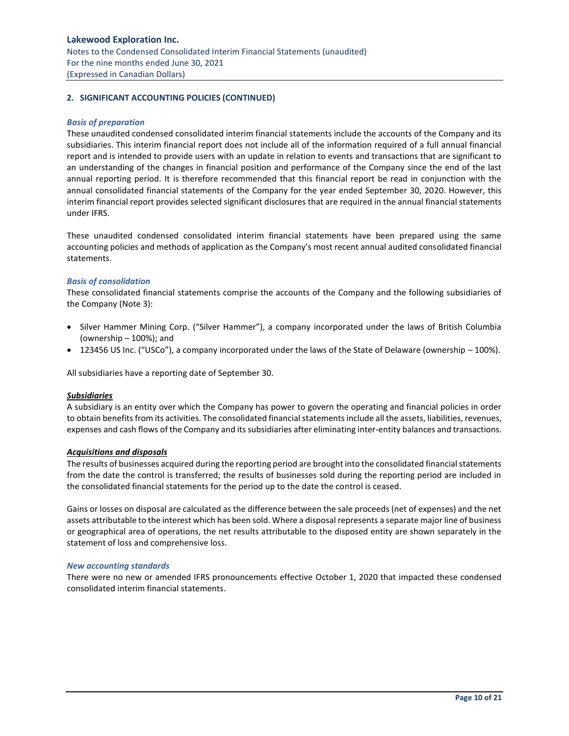## 2. SIGNIFICANT ACCOUNTING POLICIES (CONTINUED)

### *Basis of preparation*

These unaudited condensed consolidated interim financial statements include the accounts of the Company and its subsidiaries. This interim financial report does not include all of the information required of a full annual financial report and is intended to provide users with an update in relation to events and transactions that are significant to an understanding of the changes in financial position and performance of the Company since the end of the last annual reporting period. It is therefore recommended that this financial report be read in conjunction with the annual consolidated financial statements of the Company for the year ended September 30, 2020. However, this interim financial report provides selected significant disclosures that are required in the annual financial statements under IFRS.

These unaudited condensed consolidated interim financial statements have been prepared using the same accounting policies and methods of application as the Company's most recent annual audited consolidated financial statements.

### *Basis of consolidation*

These consolidated financial statements comprise the accounts of the Company and the following subsidiaries of the Company (Note 3):

- Silver Hammer Mining Corp. ("Silver Hammer"), a company incorporated under the laws of British Columbia (ownership – 100%); and
- 123456 US Inc. ("USCo"), a company incorporated under the laws of the State of Delaware (ownership – 100%).

All subsidiaries have a reporting date of September 30.

***Subsidiaries***

A subsidiary is an entity over which the Company has power to govern the operating and financial policies in order to obtain benefits from its activities. The consolidated financial statements include all the assets, liabilities, revenues, expenses and cash flows of the Company and its subsidiaries after eliminating inter-entity balances and transactions.

***Acquisitions and disposals***

The results of businesses acquired during the reporting period are brought into the consolidated financial statements from the date the control is transferred; the results of businesses sold during the reporting period are included in the consolidated financial statements for the period up to the date the control is ceased.

Gains or losses on disposal are calculated as the difference between the sale proceeds (net of expenses) and the net assets attributable to the interest which has been sold. Where a disposal represents a separate major line of business or geographical area of operations, the net results attributable to the disposed entity are shown separately in the statement of loss and comprehensive loss.

### *New accounting standards*

There were no new or amended IFRS pronouncements effective October 1, 2020 that impacted these condensed consolidated interim financial statements.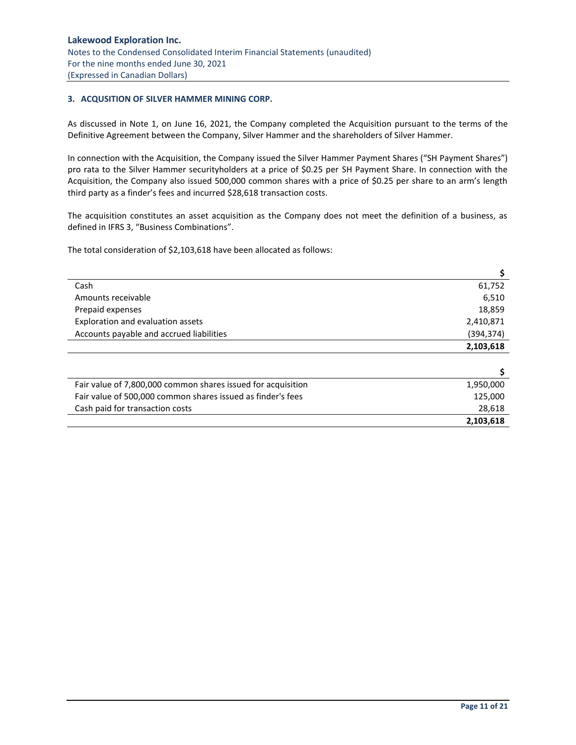### 3. ACQUSITION OF SILVER HAMMER MINING CORP.

As discussed in Note 1, on June 16, 2021, the Company completed the Acquisition pursuant to the terms of the Definitive Agreement between the Company, Silver Hammer and the shareholders of Silver Hammer.

In connection with the Acquisition, the Company issued the Silver Hammer Payment Shares ("SH Payment Shares") pro rata to the Silver Hammer securityholders at a price of $0.25 per SH Payment Share. In connection with the Acquisition, the Company also issued 500,000 common shares with a price of $0.25 per share to an arm's length third party as a finder's fees and incurred $28,618 transaction costs.

The acquisition constitutes an asset acquisition as the Company does not meet the definition of a business, as defined in IFRS 3, "Business Combinations".

The total consideration of $2,103,618 have been allocated as follows:

| | $ |
|---|---|
| Cash | 61,752 |
| Amounts receivable | 6,510 |
| Prepaid expenses | 18,859 |
| Exploration and evaluation assets | 2,410,871 |
| Accounts payable and accrued liabilities | (394,374) |
| | **2,103,618** |

| | $ |
|---|---|
| Fair value of 7,800,000 common shares issued for acquisition | 1,950,000 |
| Fair value of 500,000 common shares issued as finder's fees | 125,000 |
| Cash paid for transaction costs | 28,618 |
| | **2,103,618** |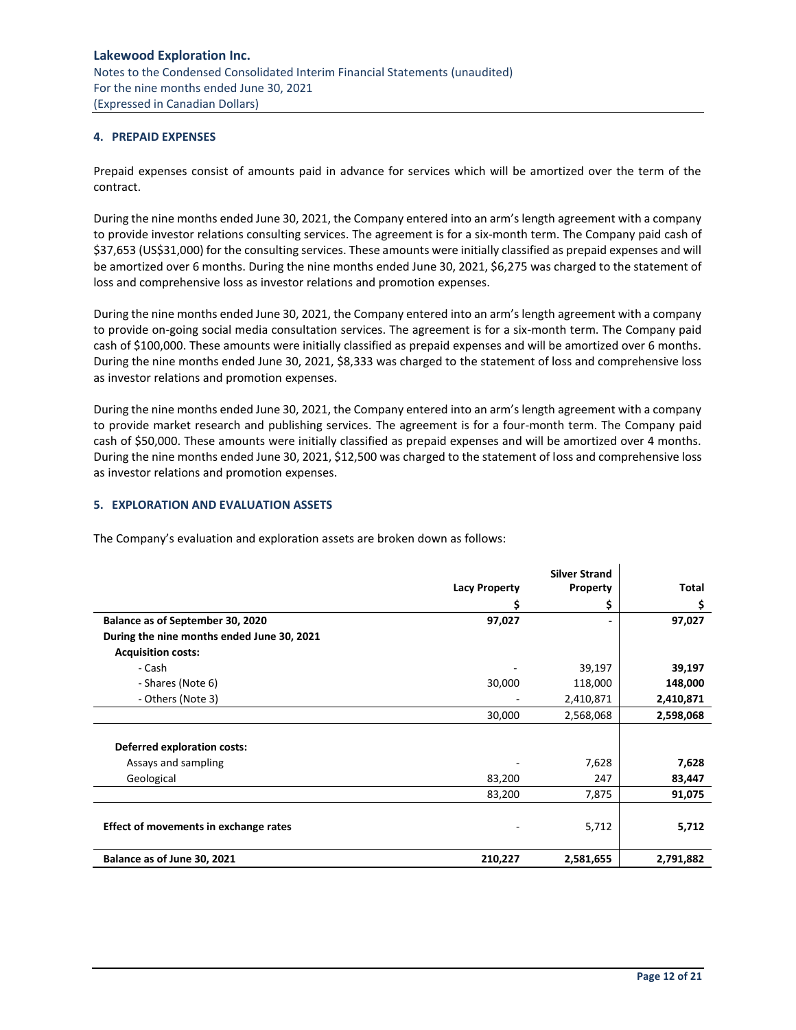## 4. PREPAID EXPENSES

Prepaid expenses consist of amounts paid in advance for services which will be amortized over the term of the contract.

During the nine months ended June 30, 2021, the Company entered into an arm's length agreement with a company to provide investor relations consulting services. The agreement is for a six-month term. The Company paid cash of $37,653 (US$31,000) for the consulting services. These amounts were initially classified as prepaid expenses and will be amortized over 6 months. During the nine months ended June 30, 2021, $6,275 was charged to the statement of loss and comprehensive loss as investor relations and promotion expenses.

During the nine months ended June 30, 2021, the Company entered into an arm's length agreement with a company to provide on-going social media consultation services. The agreement is for a six-month term. The Company paid cash of $100,000. These amounts were initially classified as prepaid expenses and will be amortized over 6 months. During the nine months ended June 30, 2021, $8,333 was charged to the statement of loss and comprehensive loss as investor relations and promotion expenses.

During the nine months ended June 30, 2021, the Company entered into an arm's length agreement with a company to provide market research and publishing services. The agreement is for a four-month term. The Company paid cash of $50,000. These amounts were initially classified as prepaid expenses and will be amortized over 4 months. During the nine months ended June 30, 2021, $12,500 was charged to the statement of loss and comprehensive loss as investor relations and promotion expenses.

## 5. EXPLORATION AND EVALUATION ASSETS

The Company's evaluation and exploration assets are broken down as follows:

| | Lacy Property | Silver Strand Property | Total |
|---|---|---|---|
| | $ | $ | $ |
| **Balance as of September 30, 2020** | **97,027** | **-** | **97,027** |
| **During the nine months ended June 30, 2021** | | | |
| **Acquisition costs:** | | | |
| - Cash | - | 39,197 | **39,197** |
| - Shares (Note 6) | 30,000 | 118,000 | **148,000** |
| - Others (Note 3) | - | 2,410,871 | **2,410,871** |
| | 30,000 | 2,568,068 | **2,598,068** |
| **Deferred exploration costs:** | | | |
| Assays and sampling | - | 7,628 | **7,628** |
| Geological | 83,200 | 247 | **83,447** |
| | 83,200 | 7,875 | **91,075** |
| **Effect of movements in exchange rates** | - | 5,712 | **5,712** |
| **Balance as of June 30, 2021** | **210,227** | **2,581,655** | **2,791,882** |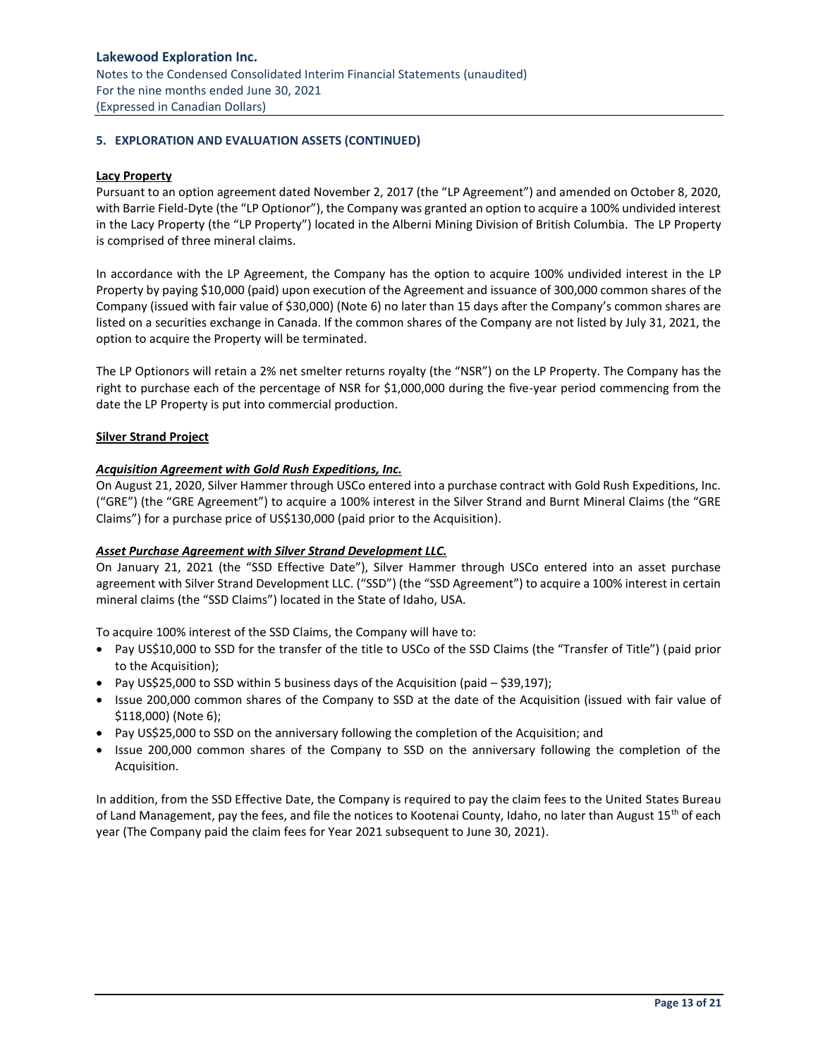## 5. EXPLORATION AND EVALUATION ASSETS (CONTINUED)

**Lacy Property**

Pursuant to an option agreement dated November 2, 2017 (the "LP Agreement") and amended on October 8, 2020, with Barrie Field-Dyte (the "LP Optionor"), the Company was granted an option to acquire a 100% undivided interest in the Lacy Property (the "LP Property") located in the Alberni Mining Division of British Columbia. The LP Property is comprised of three mineral claims.

In accordance with the LP Agreement, the Company has the option to acquire 100% undivided interest in the LP Property by paying $10,000 (paid) upon execution of the Agreement and issuance of 300,000 common shares of the Company (issued with fair value of $30,000) (Note 6) no later than 15 days after the Company's common shares are listed on a securities exchange in Canada. If the common shares of the Company are not listed by July 31, 2021, the option to acquire the Property will be terminated.

The LP Optionors will retain a 2% net smelter returns royalty (the "NSR") on the LP Property. The Company has the right to purchase each of the percentage of NSR for $1,000,000 during the five-year period commencing from the date the LP Property is put into commercial production.

**Silver Strand Project**

***Acquisition Agreement with Gold Rush Expeditions, Inc.***

On August 21, 2020, Silver Hammer through USCo entered into a purchase contract with Gold Rush Expeditions, Inc. ("GRE") (the "GRE Agreement") to acquire a 100% interest in the Silver Strand and Burnt Mineral Claims (the "GRE Claims") for a purchase price of US$130,000 (paid prior to the Acquisition).

***Asset Purchase Agreement with Silver Strand Development LLC.***

On January 21, 2021 (the "SSD Effective Date"), Silver Hammer through USCo entered into an asset purchase agreement with Silver Strand Development LLC. ("SSD") (the "SSD Agreement") to acquire a 100% interest in certain mineral claims (the "SSD Claims") located in the State of Idaho, USA.

To acquire 100% interest of the SSD Claims, the Company will have to:

- Pay US$10,000 to SSD for the transfer of the title to USCo of the SSD Claims (the "Transfer of Title") (paid prior to the Acquisition);
- Pay US$25,000 to SSD within 5 business days of the Acquisition (paid – $39,197);
- Issue 200,000 common shares of the Company to SSD at the date of the Acquisition (issued with fair value of $118,000) (Note 6);
- Pay US$25,000 to SSD on the anniversary following the completion of the Acquisition; and
- Issue 200,000 common shares of the Company to SSD on the anniversary following the completion of the Acquisition.

In addition, from the SSD Effective Date, the Company is required to pay the claim fees to the United States Bureau of Land Management, pay the fees, and file the notices to Kootenai County, Idaho, no later than August 15th of each year (The Company paid the claim fees for Year 2021 subsequent to June 30, 2021).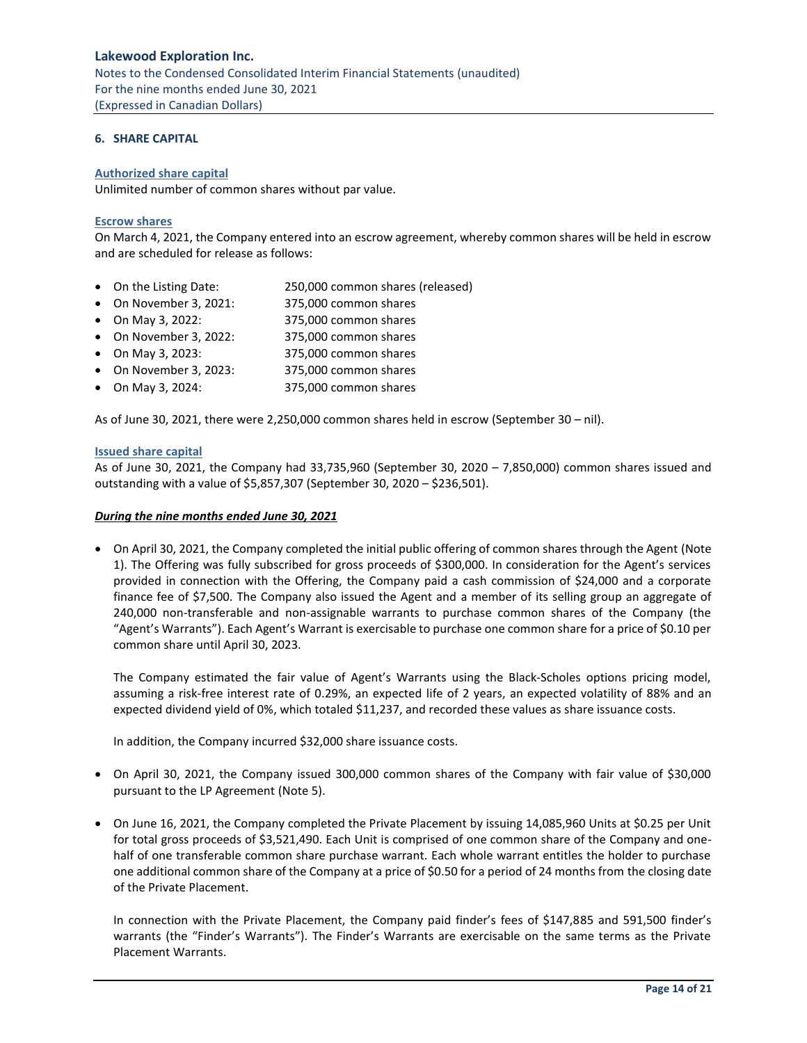## 6. SHARE CAPITAL

**Authorized share capital**

Unlimited number of common shares without par value.

**Escrow shares**

On March 4, 2021, the Company entered into an escrow agreement, whereby common shares will be held in escrow and are scheduled for release as follows:

- On the Listing Date: 250,000 common shares (released)
- On November 3, 2021: 375,000 common shares
- On May 3, 2022: 375,000 common shares
- On November 3, 2022: 375,000 common shares
- On May 3, 2023: 375,000 common shares
- On November 3, 2023: 375,000 common shares
- On May 3, 2024: 375,000 common shares

As of June 30, 2021, there were 2,250,000 common shares held in escrow (September 30 – nil).

**Issued share capital**

As of June 30, 2021, the Company had 33,735,960 (September 30, 2020 – 7,850,000) common shares issued and outstanding with a value of $5,857,307 (September 30, 2020 – $236,501).

***During the nine months ended June 30, 2021***

- On April 30, 2021, the Company completed the initial public offering of common shares through the Agent (Note 1). The Offering was fully subscribed for gross proceeds of $300,000. In consideration for the Agent's services provided in connection with the Offering, the Company paid a cash commission of $24,000 and a corporate finance fee of $7,500. The Company also issued the Agent and a member of its selling group an aggregate of 240,000 non-transferable and non-assignable warrants to purchase common shares of the Company (the "Agent's Warrants"). Each Agent's Warrant is exercisable to purchase one common share for a price of $0.10 per common share until April 30, 2023.

  The Company estimated the fair value of Agent's Warrants using the Black-Scholes options pricing model, assuming a risk-free interest rate of 0.29%, an expected life of 2 years, an expected volatility of 88% and an expected dividend yield of 0%, which totaled $11,237, and recorded these values as share issuance costs.

  In addition, the Company incurred $32,000 share issuance costs.

- On April 30, 2021, the Company issued 300,000 common shares of the Company with fair value of $30,000 pursuant to the LP Agreement (Note 5).

- On June 16, 2021, the Company completed the Private Placement by issuing 14,085,960 Units at $0.25 per Unit for total gross proceeds of $3,521,490. Each Unit is comprised of one common share of the Company and one-half of one transferable common share purchase warrant. Each whole warrant entitles the holder to purchase one additional common share of the Company at a price of $0.50 for a period of 24 months from the closing date of the Private Placement.

  In connection with the Private Placement, the Company paid finder's fees of $147,885 and 591,500 finder's warrants (the "Finder's Warrants"). The Finder's Warrants are exercisable on the same terms as the Private Placement Warrants.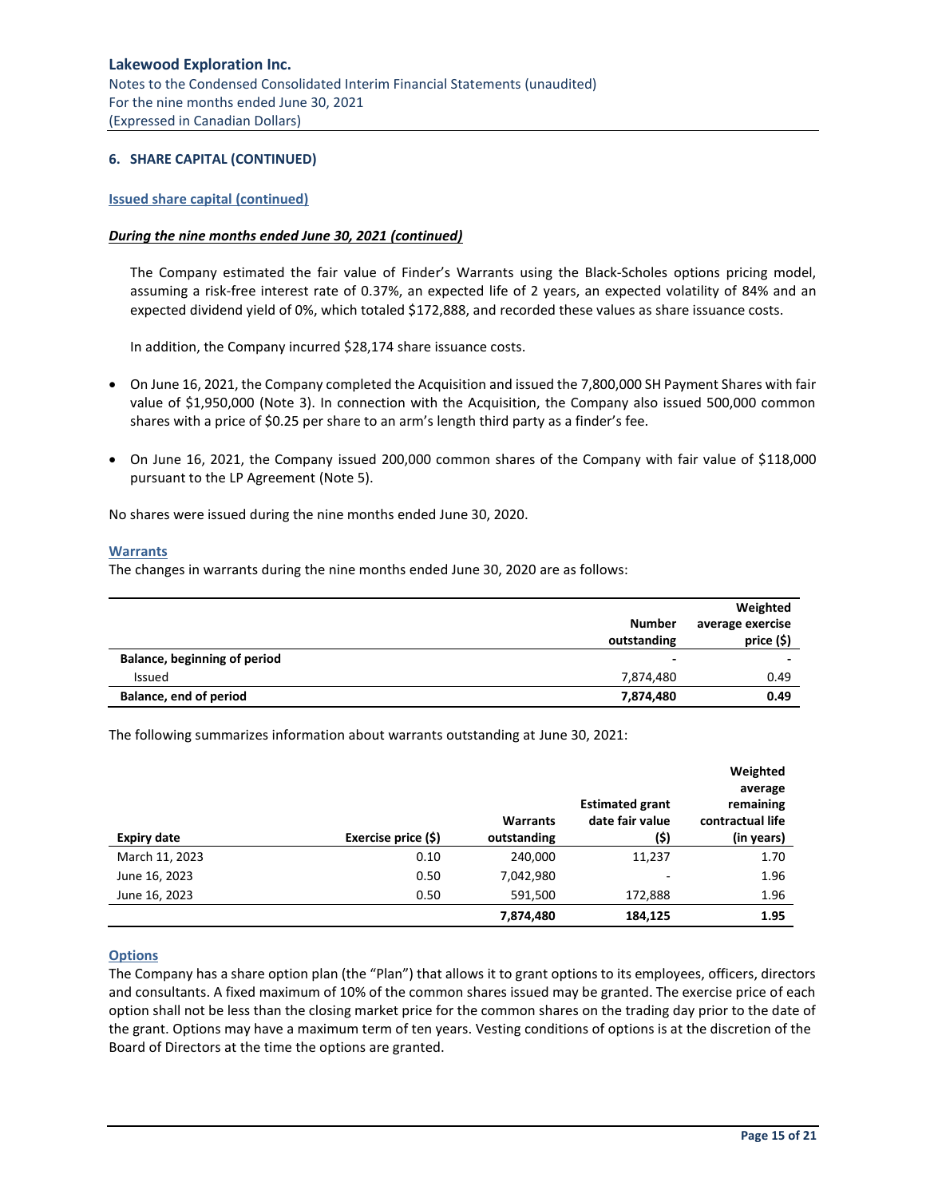## 6. SHARE CAPITAL (CONTINUED)

### Issued share capital (continued)

***During the nine months ended June 30, 2021 (continued)***

The Company estimated the fair value of Finder's Warrants using the Black-Scholes options pricing model, assuming a risk-free interest rate of 0.37%, an expected life of 2 years, an expected volatility of 84% and an expected dividend yield of 0%, which totaled $172,888, and recorded these values as share issuance costs.

In addition, the Company incurred $28,174 share issuance costs.

- On June 16, 2021, the Company completed the Acquisition and issued the 7,800,000 SH Payment Shares with fair value of $1,950,000 (Note 3). In connection with the Acquisition, the Company also issued 500,000 common shares with a price of $0.25 per share to an arm's length third party as a finder's fee.
- On June 16, 2021, the Company issued 200,000 common shares of the Company with fair value of $118,000 pursuant to the LP Agreement (Note 5).

No shares were issued during the nine months ended June 30, 2020.

### Warrants

The changes in warrants during the nine months ended June 30, 2020 are as follows:

| | Number outstanding | Weighted average exercise price ($) |
|---|---|---|
| **Balance, beginning of period** | - | - |
| Issued | 7,874,480 | 0.49 |
| **Balance, end of period** | **7,874,480** | **0.49** |

The following summarizes information about warrants outstanding at June 30, 2021:

| Expiry date | Exercise price ($) | Warrants outstanding | Estimated grant date fair value ($) | Weighted average remaining contractual life (in years) |
|---|---|---|---|---|
| March 11, 2023 | 0.10 | 240,000 | 11,237 | 1.70 |
| June 16, 2023 | 0.50 | 7,042,980 | - | 1.96 |
| June 16, 2023 | 0.50 | 591,500 | 172,888 | 1.96 |
| | | **7,874,480** | **184,125** | **1.95** |

### Options

The Company has a share option plan (the "Plan") that allows it to grant options to its employees, officers, directors and consultants. A fixed maximum of 10% of the common shares issued may be granted. The exercise price of each option shall not be less than the closing market price for the common shares on the trading day prior to the date of the grant. Options may have a maximum term of ten years. Vesting conditions of options is at the discretion of the Board of Directors at the time the options are granted.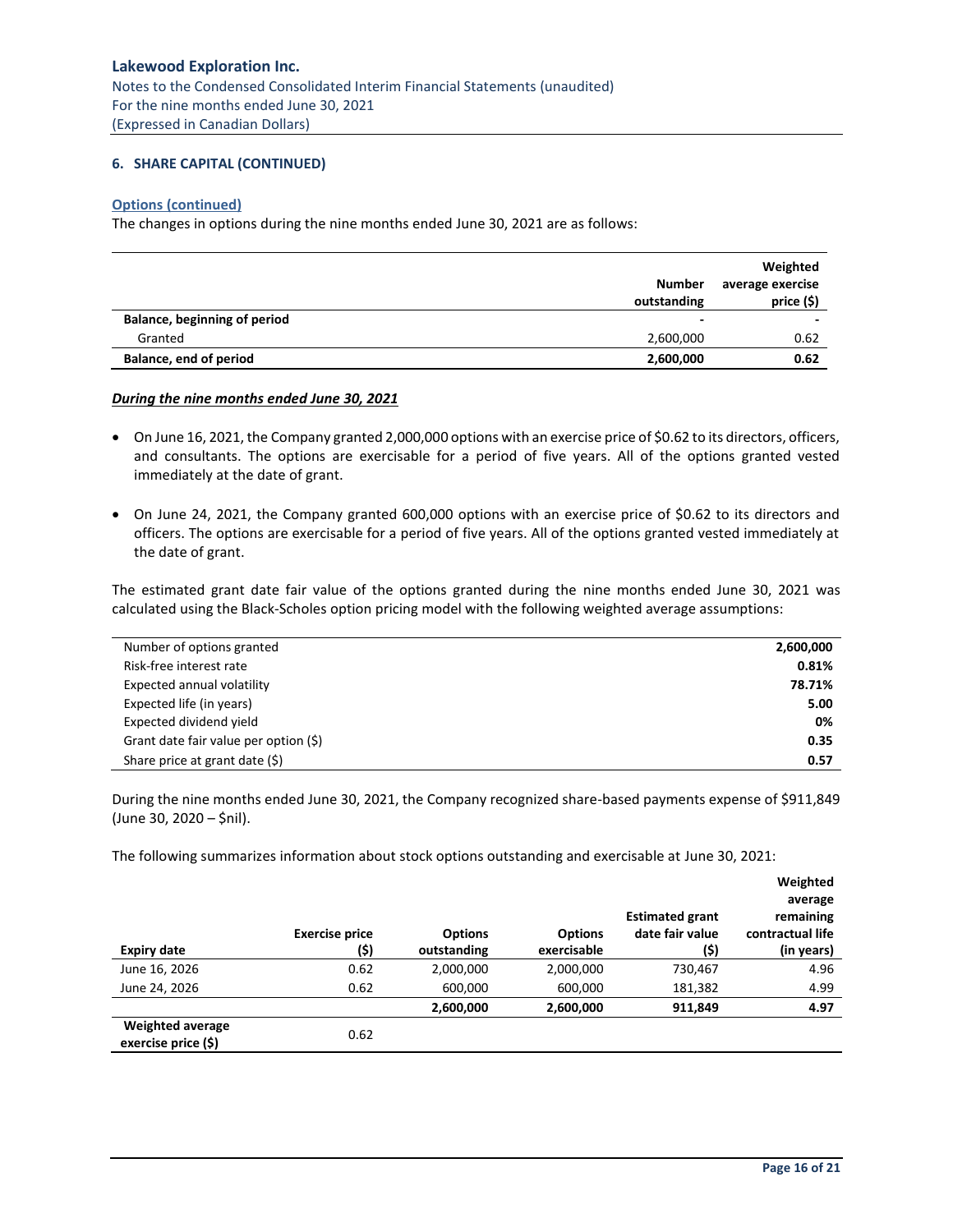**6. SHARE CAPITAL (CONTINUED)**

**Options (continued)**

The changes in options during the nine months ended June 30, 2021 are as follows:

| | Number outstanding | Weighted average exercise price ($) |
|---|---|---|
| **Balance, beginning of period** | - | - |
| Granted | 2,600,000 | 0.62 |
| **Balance, end of period** | **2,600,000** | **0.62** |

***During the nine months ended June 30, 2021***

- On June 16, 2021, the Company granted 2,000,000 options with an exercise price of $0.62 to its directors, officers, and consultants. The options are exercisable for a period of five years. All of the options granted vested immediately at the date of grant.
- On June 24, 2021, the Company granted 600,000 options with an exercise price of $0.62 to its directors and officers. The options are exercisable for a period of five years. All of the options granted vested immediately at the date of grant.

The estimated grant date fair value of the options granted during the nine months ended June 30, 2021 was calculated using the Black-Scholes option pricing model with the following weighted average assumptions:

| | |
|---|---|
| Number of options granted | **2,600,000** |
| Risk-free interest rate | **0.81%** |
| Expected annual volatility | **78.71%** |
| Expected life (in years) | **5.00** |
| Expected dividend yield | **0%** |
| Grant date fair value per option ($) | **0.35** |
| Share price at grant date ($) | **0.57** |

During the nine months ended June 30, 2021, the Company recognized share-based payments expense of $911,849 (June 30, 2020 – $nil).

The following summarizes information about stock options outstanding and exercisable at June 30, 2021:

| Expiry date | Exercise price ($) | Options outstanding | Options exercisable | Estimated grant date fair value ($) | Weighted average remaining contractual life (in years) |
|---|---|---|---|---|---|
| June 16, 2026 | 0.62 | 2,000,000 | 2,000,000 | 730,467 | 4.96 |
| June 24, 2026 | 0.62 | 600,000 | 600,000 | 181,382 | 4.99 |
| | | **2,600,000** | **2,600,000** | **911,849** | **4.97** |
| **Weighted average exercise price ($)** | 0.62 | | | | |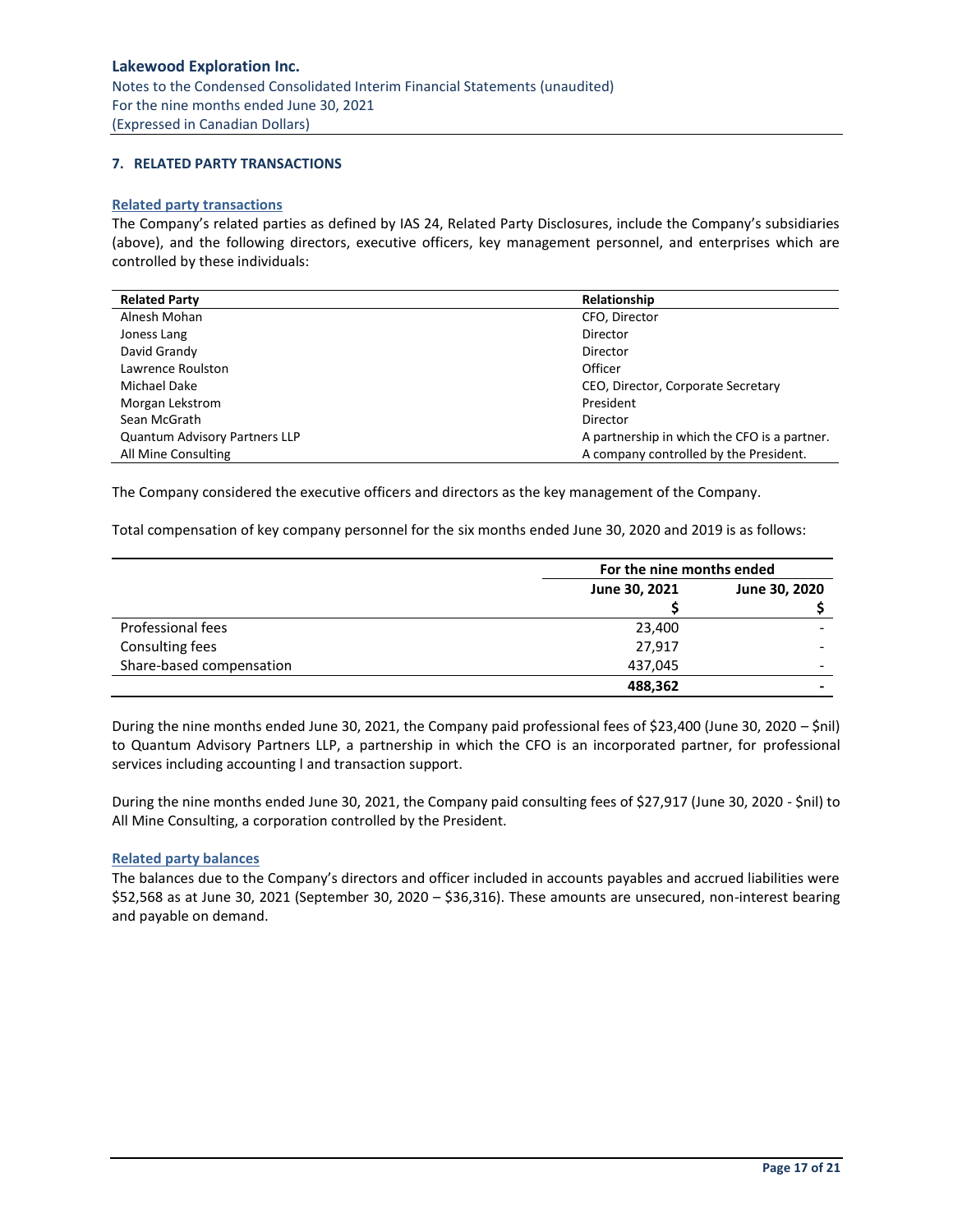## 7. RELATED PARTY TRANSACTIONS

### Related party transactions

The Company's related parties as defined by IAS 24, Related Party Disclosures, include the Company's subsidiaries (above), and the following directors, executive officers, key management personnel, and enterprises which are controlled by these individuals:

| Related Party | Relationship |
|---|---|
| Alnesh Mohan | CFO, Director |
| Joness Lang | Director |
| David Grandy | Director |
| Lawrence Roulston | Officer |
| Michael Dake | CEO, Director, Corporate Secretary |
| Morgan Lekstrom | President |
| Sean McGrath | Director |
| Quantum Advisory Partners LLP | A partnership in which the CFO is a partner. |
| All Mine Consulting | A company controlled by the President. |

The Company considered the executive officers and directors as the key management of the Company.

Total compensation of key company personnel for the six months ended June 30, 2020 and 2019 is as follows:

| | For the nine months ended | |
|---|---|---|
| | June 30, 2021 | June 30, 2020 |
| | $ | $ |
| Professional fees | 23,400 | - |
| Consulting fees | 27,917 | - |
| Share-based compensation | 437,045 | - |
| | **488,362** | **-** |

During the nine months ended June 30, 2021, the Company paid professional fees of $23,400 (June 30, 2020 – $nil) to Quantum Advisory Partners LLP, a partnership in which the CFO is an incorporated partner, for professional services including accounting l and transaction support.

During the nine months ended June 30, 2021, the Company paid consulting fees of $27,917 (June 30, 2020 - $nil) to All Mine Consulting, a corporation controlled by the President.

### Related party balances

The balances due to the Company's directors and officer included in accounts payables and accrued liabilities were $52,568 as at June 30, 2021 (September 30, 2020 – $36,316). These amounts are unsecured, non-interest bearing and payable on demand.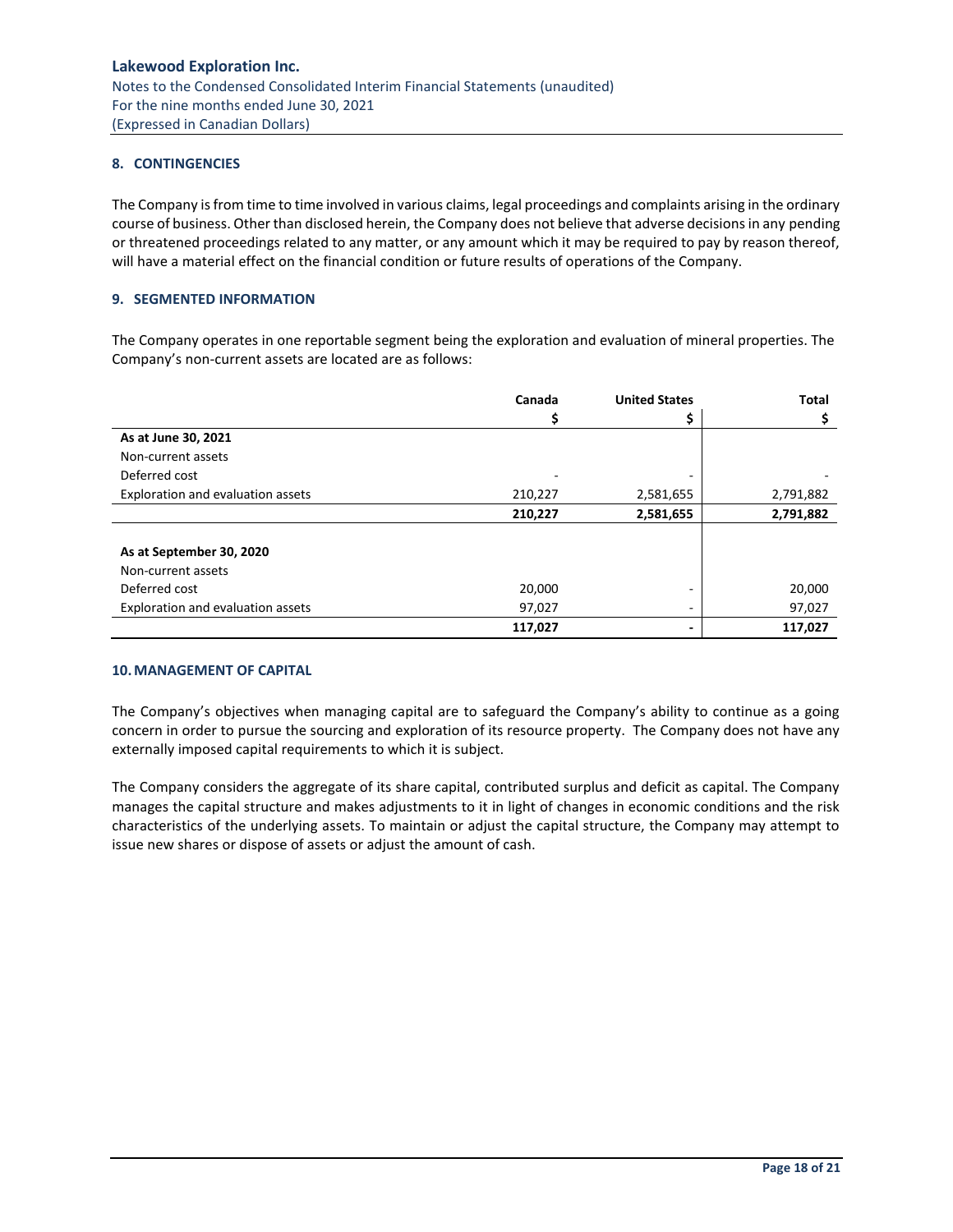## 8. CONTINGENCIES

The Company is from time to time involved in various claims, legal proceedings and complaints arising in the ordinary course of business. Other than disclosed herein, the Company does not believe that adverse decisions in any pending or threatened proceedings related to any matter, or any amount which it may be required to pay by reason thereof, will have a material effect on the financial condition or future results of operations of the Company.

## 9. SEGMENTED INFORMATION

The Company operates in one reportable segment being the exploration and evaluation of mineral properties. The Company's non-current assets are located are as follows:

| | Canada | United States | Total |
|---|---|---|---|
| | $ | $ | $ |
| **As at June 30, 2021** | | | |
| Non-current assets | | | |
| Deferred cost | - | - | - |
| Exploration and evaluation assets | 210,227 | 2,581,655 | 2,791,882 |
| | **210,227** | **2,581,655** | **2,791,882** |
| | | | |
| **As at September 30, 2020** | | | |
| Non-current assets | | | |
| Deferred cost | 20,000 | - | 20,000 |
| Exploration and evaluation assets | 97,027 | - | 97,027 |
| | **117,027** | **-** | **117,027** |

## 10. MANAGEMENT OF CAPITAL

The Company's objectives when managing capital are to safeguard the Company's ability to continue as a going concern in order to pursue the sourcing and exploration of its resource property. The Company does not have any externally imposed capital requirements to which it is subject.

The Company considers the aggregate of its share capital, contributed surplus and deficit as capital. The Company manages the capital structure and makes adjustments to it in light of changes in economic conditions and the risk characteristics of the underlying assets. To maintain or adjust the capital structure, the Company may attempt to issue new shares or dispose of assets or adjust the amount of cash.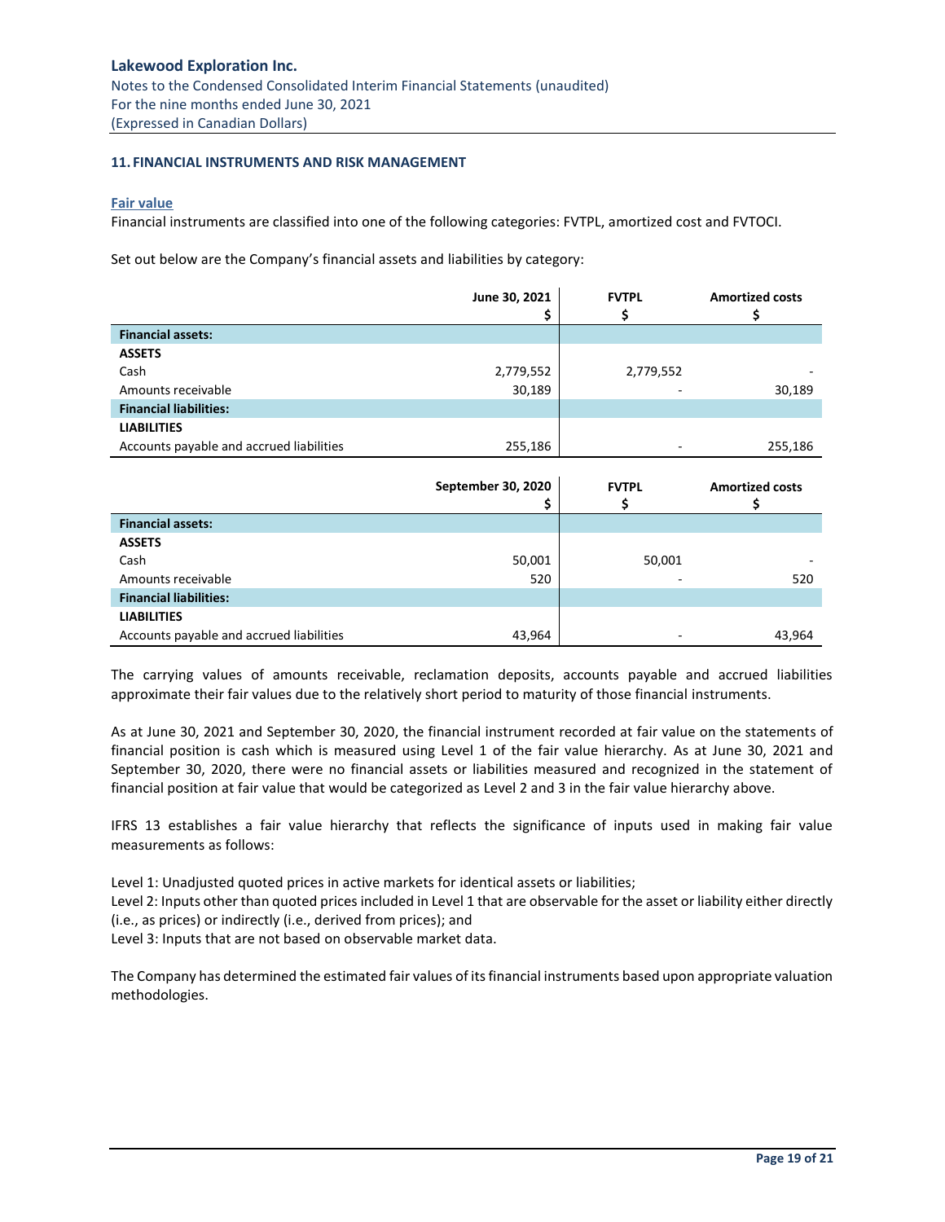## 11. FINANCIAL INSTRUMENTS AND RISK MANAGEMENT

### Fair value

Financial instruments are classified into one of the following categories: FVTPL, amortized cost and FVTOCI.

Set out below are the Company's financial assets and liabilities by category:

| | June 30, 2021<br>$ | FVTPL<br>$ | Amortized costs<br>$ |
|---|---|---|---|
| **Financial assets:** | | | |
| **ASSETS** | | | |
| Cash | 2,779,552 | 2,779,552 | - |
| Amounts receivable | 30,189 | - | 30,189 |
| **Financial liabilities:** | | | |
| **LIABILITIES** | | | |
| Accounts payable and accrued liabilities | 255,186 | - | 255,186 |

| | September 30, 2020<br>$ | FVTPL<br>$ | Amortized costs<br>$ |
|---|---|---|---|
| **Financial assets:** | | | |
| **ASSETS** | | | |
| Cash | 50,001 | 50,001 | - |
| Amounts receivable | 520 | - | 520 |
| **Financial liabilities:** | | | |
| **LIABILITIES** | | | |
| Accounts payable and accrued liabilities | 43,964 | - | 43,964 |

The carrying values of amounts receivable, reclamation deposits, accounts payable and accrued liabilities approximate their fair values due to the relatively short period to maturity of those financial instruments.

As at June 30, 2021 and September 30, 2020, the financial instrument recorded at fair value on the statements of financial position is cash which is measured using Level 1 of the fair value hierarchy. As at June 30, 2021 and September 30, 2020, there were no financial assets or liabilities measured and recognized in the statement of financial position at fair value that would be categorized as Level 2 and 3 in the fair value hierarchy above.

IFRS 13 establishes a fair value hierarchy that reflects the significance of inputs used in making fair value measurements as follows:

Level 1: Unadjusted quoted prices in active markets for identical assets or liabilities;
Level 2: Inputs other than quoted prices included in Level 1 that are observable for the asset or liability either directly (i.e., as prices) or indirectly (i.e., derived from prices); and
Level 3: Inputs that are not based on observable market data.

The Company has determined the estimated fair values of its financial instruments based upon appropriate valuation methodologies.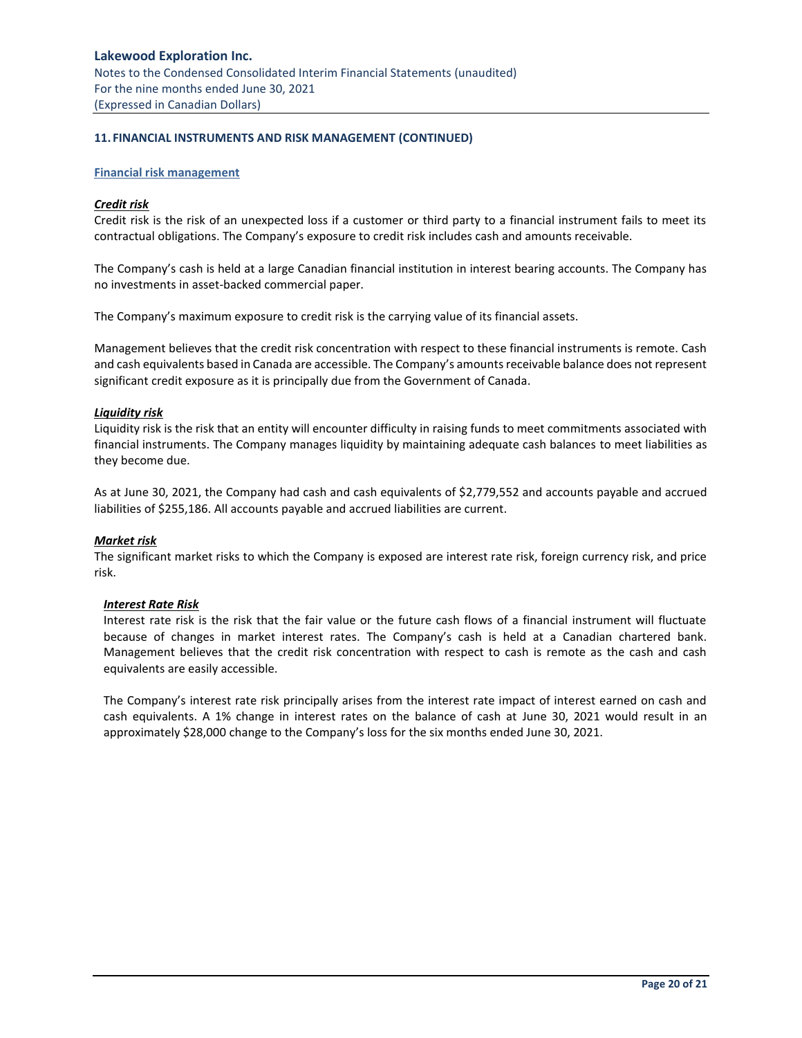## 11. FINANCIAL INSTRUMENTS AND RISK MANAGEMENT (CONTINUED)

### Financial risk management

***Credit risk***

Credit risk is the risk of an unexpected loss if a customer or third party to a financial instrument fails to meet its contractual obligations. The Company's exposure to credit risk includes cash and amounts receivable.

The Company's cash is held at a large Canadian financial institution in interest bearing accounts. The Company has no investments in asset-backed commercial paper.

The Company's maximum exposure to credit risk is the carrying value of its financial assets.

Management believes that the credit risk concentration with respect to these financial instruments is remote. Cash and cash equivalents based in Canada are accessible. The Company's amounts receivable balance does not represent significant credit exposure as it is principally due from the Government of Canada.

***Liquidity risk***

Liquidity risk is the risk that an entity will encounter difficulty in raising funds to meet commitments associated with financial instruments. The Company manages liquidity by maintaining adequate cash balances to meet liabilities as they become due.

As at June 30, 2021, the Company had cash and cash equivalents of $2,779,552 and accounts payable and accrued liabilities of $255,186. All accounts payable and accrued liabilities are current.

***Market risk***

The significant market risks to which the Company is exposed are interest rate risk, foreign currency risk, and price risk.

***Interest Rate Risk***

Interest rate risk is the risk that the fair value or the future cash flows of a financial instrument will fluctuate because of changes in market interest rates. The Company's cash is held at a Canadian chartered bank. Management believes that the credit risk concentration with respect to cash is remote as the cash and cash equivalents are easily accessible.

The Company's interest rate risk principally arises from the interest rate impact of interest earned on cash and cash equivalents. A 1% change in interest rates on the balance of cash at June 30, 2021 would result in an approximately $28,000 change to the Company's loss for the six months ended June 30, 2021.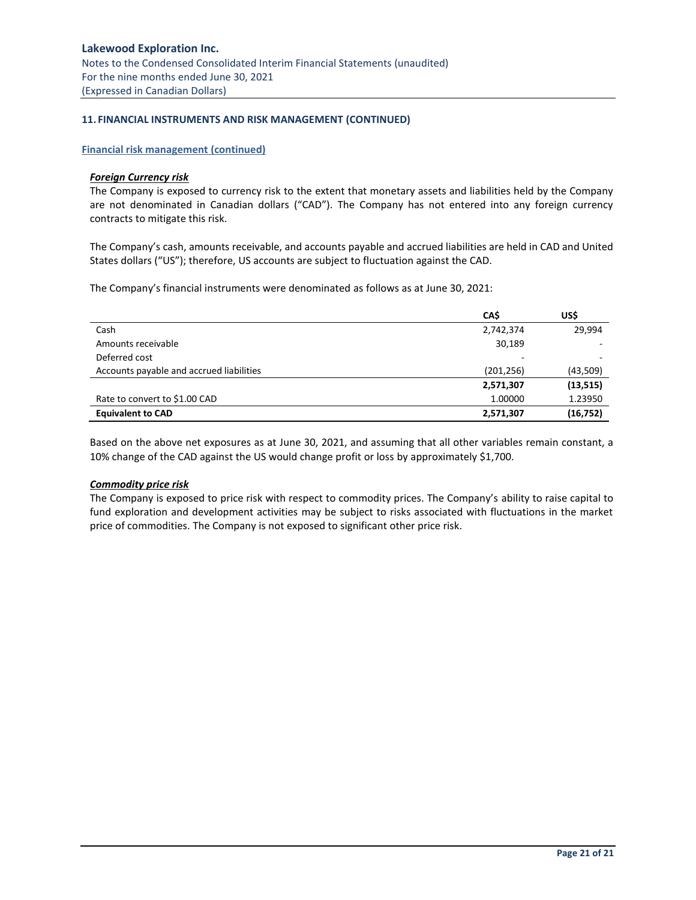**Lakewood Exploration Inc.**
Notes to the Condensed Consolidated Interim Financial Statements (unaudited)
For the nine months ended June 30, 2021
(Expressed in Canadian Dollars)

## 11. FINANCIAL INSTRUMENTS AND RISK MANAGEMENT (CONTINUED)

### Financial risk management (continued)

***Foreign Currency risk***

The Company is exposed to currency risk to the extent that monetary assets and liabilities held by the Company are not denominated in Canadian dollars ("CAD"). The Company has not entered into any foreign currency contracts to mitigate this risk.

The Company's cash, amounts receivable, and accounts payable and accrued liabilities are held in CAD and United States dollars ("US"); therefore, US accounts are subject to fluctuation against the CAD.

The Company's financial instruments were denominated as follows as at June 30, 2021:

| | CA$ | US$ |
|---|---|---|
| Cash | 2,742,374 | 29,994 |
| Amounts receivable | 30,189 | - |
| Deferred cost | - | - |
| Accounts payable and accrued liabilities | (201,256) | (43,509) |
| | **2,571,307** | **(13,515)** |
| Rate to convert to $1.00 CAD | 1.00000 | 1.23950 |
| **Equivalent to CAD** | **2,571,307** | **(16,752)** |

Based on the above net exposures as at June 30, 2021, and assuming that all other variables remain constant, a 10% change of the CAD against the US would change profit or loss by approximately $1,700.

***Commodity price risk***

The Company is exposed to price risk with respect to commodity prices. The Company's ability to raise capital to fund exploration and development activities may be subject to risks associated with fluctuations in the market price of commodities. The Company is not exposed to significant other price risk.